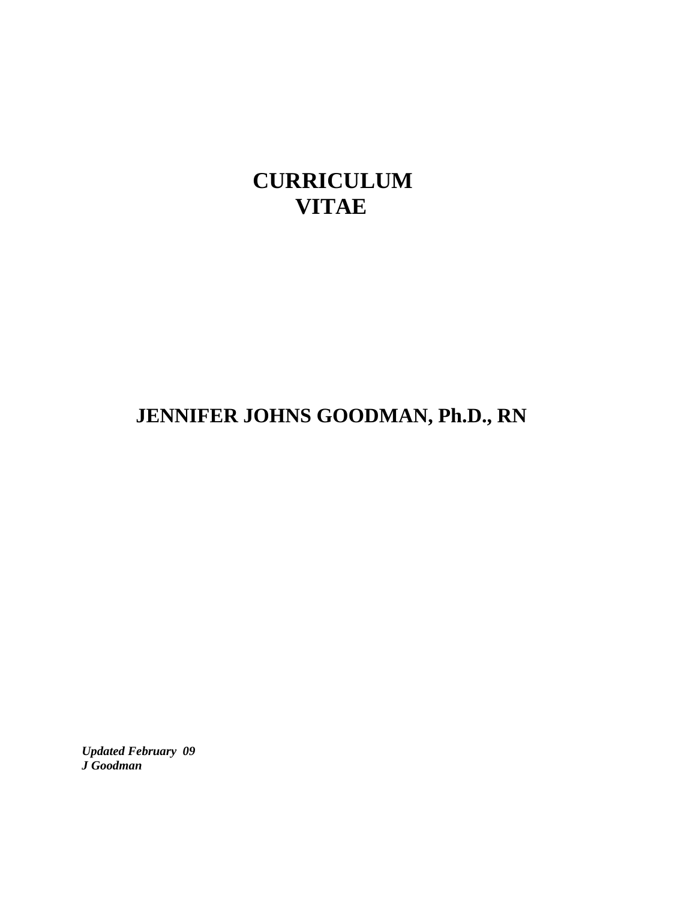# CURRICULUM VITAE

## JENNIFER JOHNS GOODMAN, Ph.D., RN

***Updated February 09***
***J Goodman***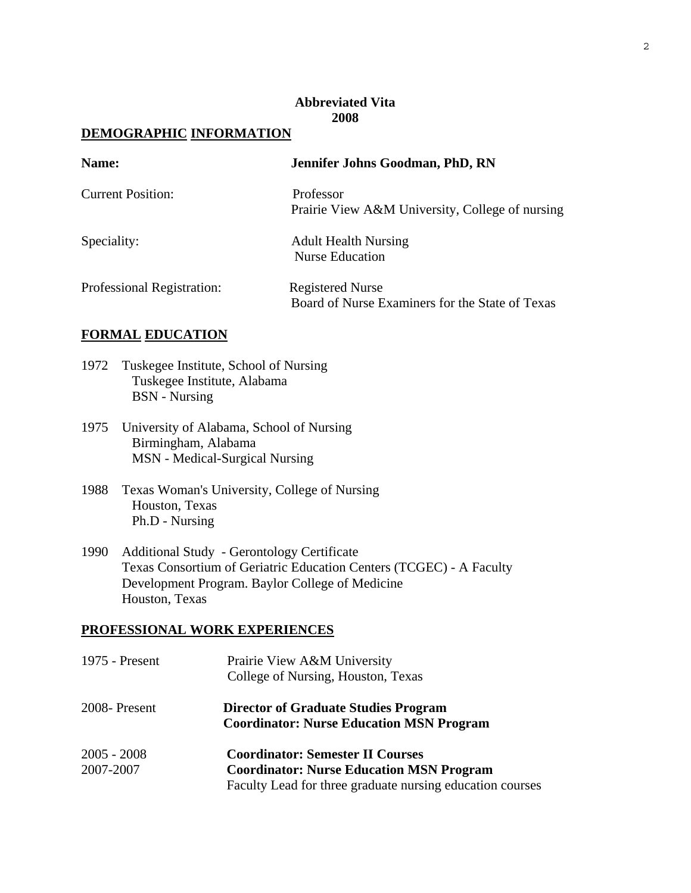**Abbreviated Vita**
**2008**

## DEMOGRAPHIC INFORMATION

| | |
|---|---|
| **Name:** | **Jennifer Johns Goodman, PhD, RN** |
| Current Position: | Professor<br>Prairie View A&M University, College of nursing |
| Speciality: | Adult Health Nursing<br>Nurse Education |
| Professional Registration: | Registered Nurse<br>Board of Nurse Examiners for the State of Texas |

## FORMAL EDUCATION

1972 Tuskegee Institute, School of Nursing
Tuskegee Institute, Alabama
BSN - Nursing

1975 University of Alabama, School of Nursing
Birmingham, Alabama
MSN - Medical-Surgical Nursing

1988 Texas Woman's University, College of Nursing
Houston, Texas
Ph.D - Nursing

1990 Additional Study - Gerontology Certificate
Texas Consortium of Geriatric Education Centers (TCGEC) - A Faculty Development Program. Baylor College of Medicine
Houston, Texas

## PROFESSIONAL WORK EXPERIENCES

| | |
|---|---|
| 1975 - Present | Prairie View A&M University<br>College of Nursing, Houston, Texas |
| 2008- Present | **Director of Graduate Studies Program**<br>**Coordinator: Nurse Education MSN Program** |
| 2005 - 2008 | **Coordinator: Semester II Courses** |
| 2007-2007 | **Coordinator: Nurse Education MSN Program**<br>Faculty Lead for three graduate nursing education courses |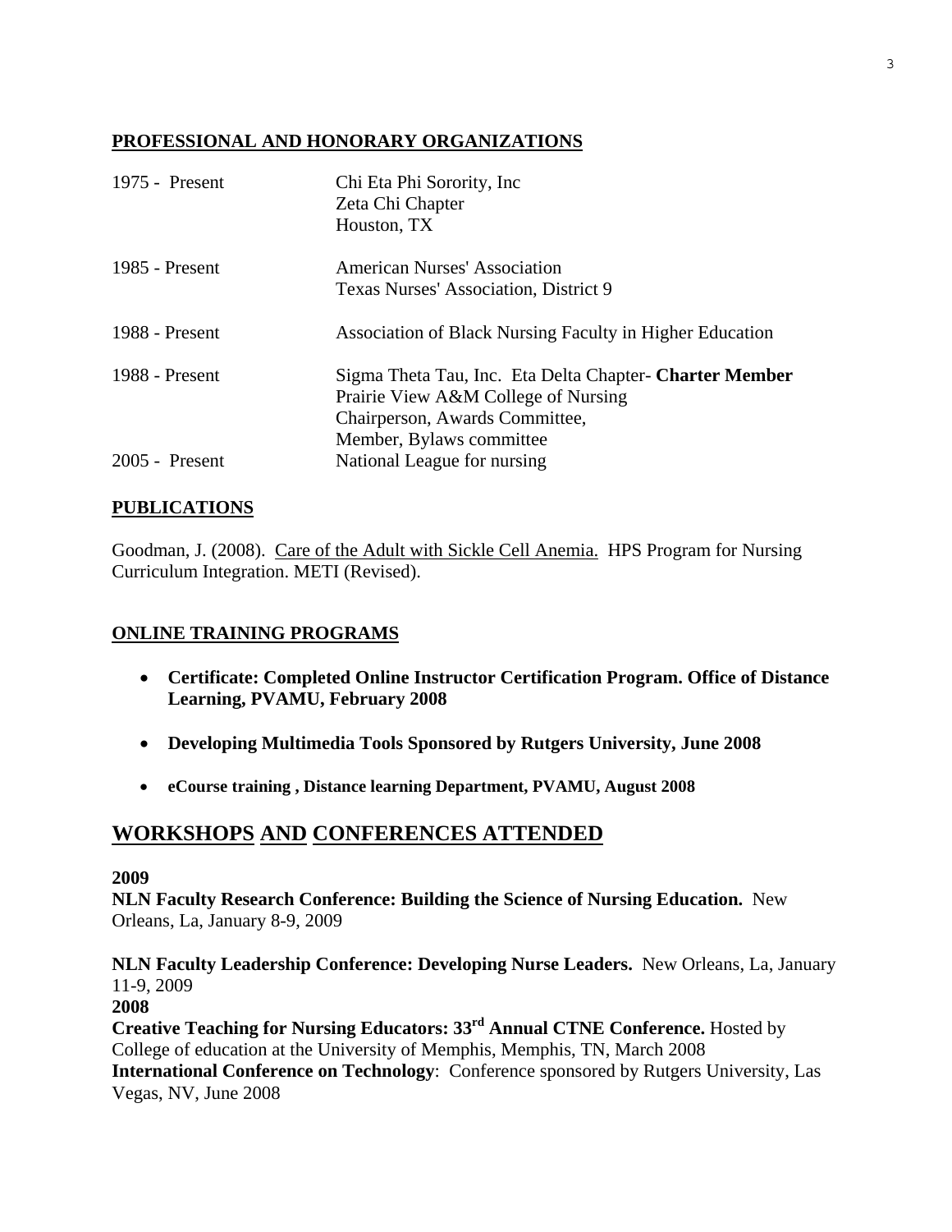## PROFESSIONAL AND HONORARY ORGANIZATIONS

| | |
|---|---|
| 1975 - Present | Chi Eta Phi Sorority, Inc<br>Zeta Chi Chapter<br>Houston, TX |
| 1985 - Present | American Nurses' Association<br>Texas Nurses' Association, District 9 |
| 1988 - Present | Association of Black Nursing Faculty in Higher Education |
| 1988 - Present | Sigma Theta Tau, Inc. Eta Delta Chapter- **Charter Member**<br>Prairie View A&M College of Nursing<br>Chairperson, Awards Committee,<br>Member, Bylaws committee |
| 2005 - Present | National League for nursing |

## PUBLICATIONS

Goodman, J. (2008). Care of the Adult with Sickle Cell Anemia. HPS Program for Nursing Curriculum Integration. METI (Revised).

## ONLINE TRAINING PROGRAMS

- **Certificate: Completed Online Instructor Certification Program. Office of Distance Learning, PVAMU, February 2008**
- **Developing Multimedia Tools Sponsored by Rutgers University, June 2008**
- **eCourse training , Distance learning Department, PVAMU, August 2008**

# WORKSHOPS AND CONFERENCES ATTENDED

**2009**

**NLN Faculty Research Conference: Building the Science of Nursing Education.** New Orleans, La, January 8-9, 2009

**NLN Faculty Leadership Conference: Developing Nurse Leaders.** New Orleans, La, January 11-9, 2009

**2008**

**Creative Teaching for Nursing Educators: 33rd Annual CTNE Conference.** Hosted by College of education at the University of Memphis, Memphis, TN, March 2008

**International Conference on Technology**: Conference sponsored by Rutgers University, Las Vegas, NV, June 2008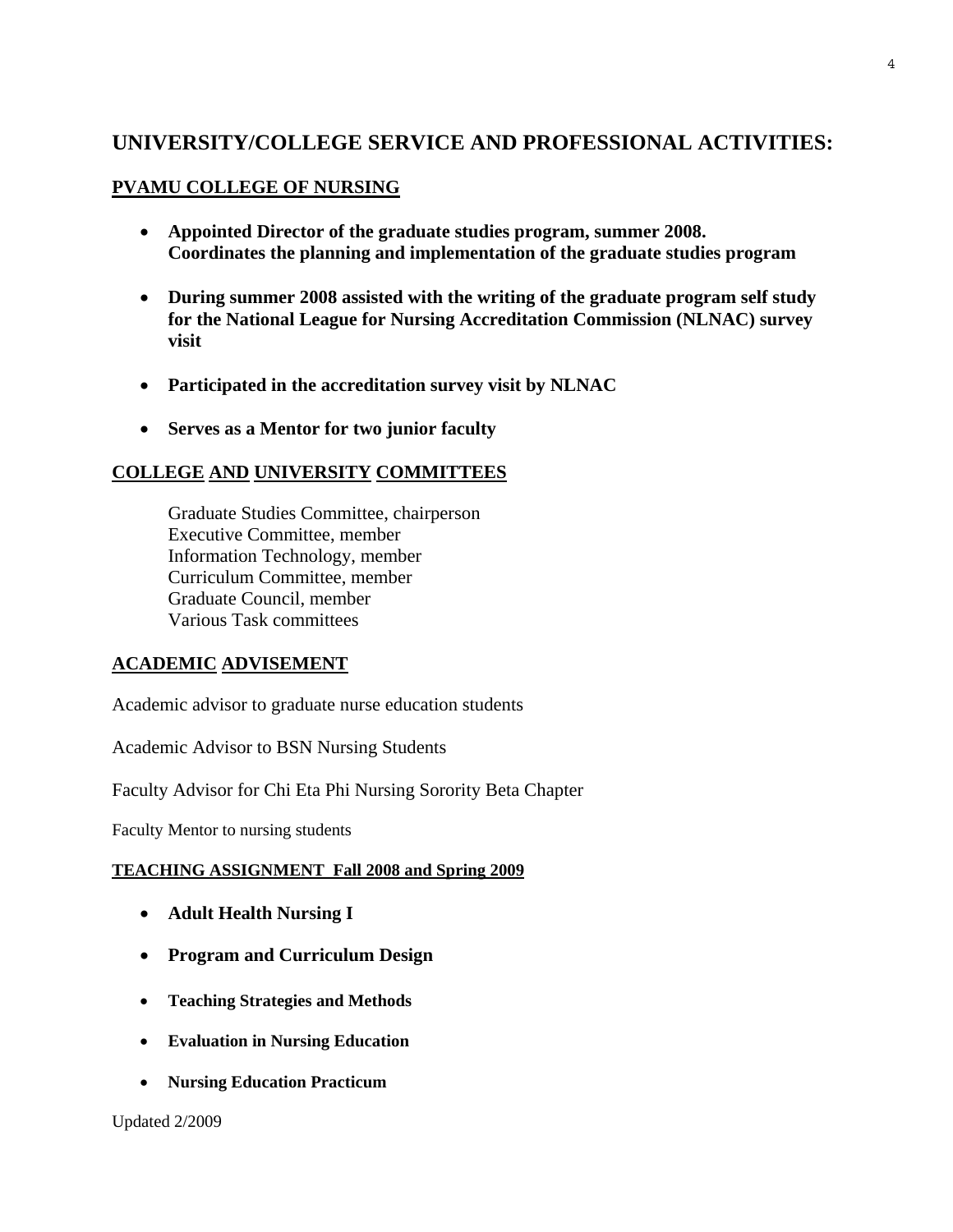# UNIVERSITY/COLLEGE SERVICE AND PROFESSIONAL ACTIVITIES:

## PVAMU COLLEGE OF NURSING

- **Appointed Director of the graduate studies program, summer 2008. Coordinates the planning and implementation of the graduate studies program**
- **During summer 2008 assisted with the writing of the graduate program self study for the National League for Nursing Accreditation Commission (NLNAC) survey visit**
- **Participated in the accreditation survey visit by NLNAC**
- **Serves as a Mentor for two junior faculty**

## COLLEGE AND UNIVERSITY COMMITTEES

Graduate Studies Committee, chairperson
Executive Committee, member
Information Technology, member
Curriculum Committee, member
Graduate Council, member
Various Task committees

## ACADEMIC ADVISEMENT

Academic advisor to graduate nurse education students

Academic Advisor to BSN Nursing Students

Faculty Advisor for Chi Eta Phi Nursing Sorority Beta Chapter

Faculty Mentor to nursing students

### TEACHING ASSIGNMENT Fall 2008 and Spring 2009

- **Adult Health Nursing I**
- **Program and Curriculum Design**
- **Teaching Strategies and Methods**
- **Evaluation in Nursing Education**
- **Nursing Education Practicum**

Updated 2/2009